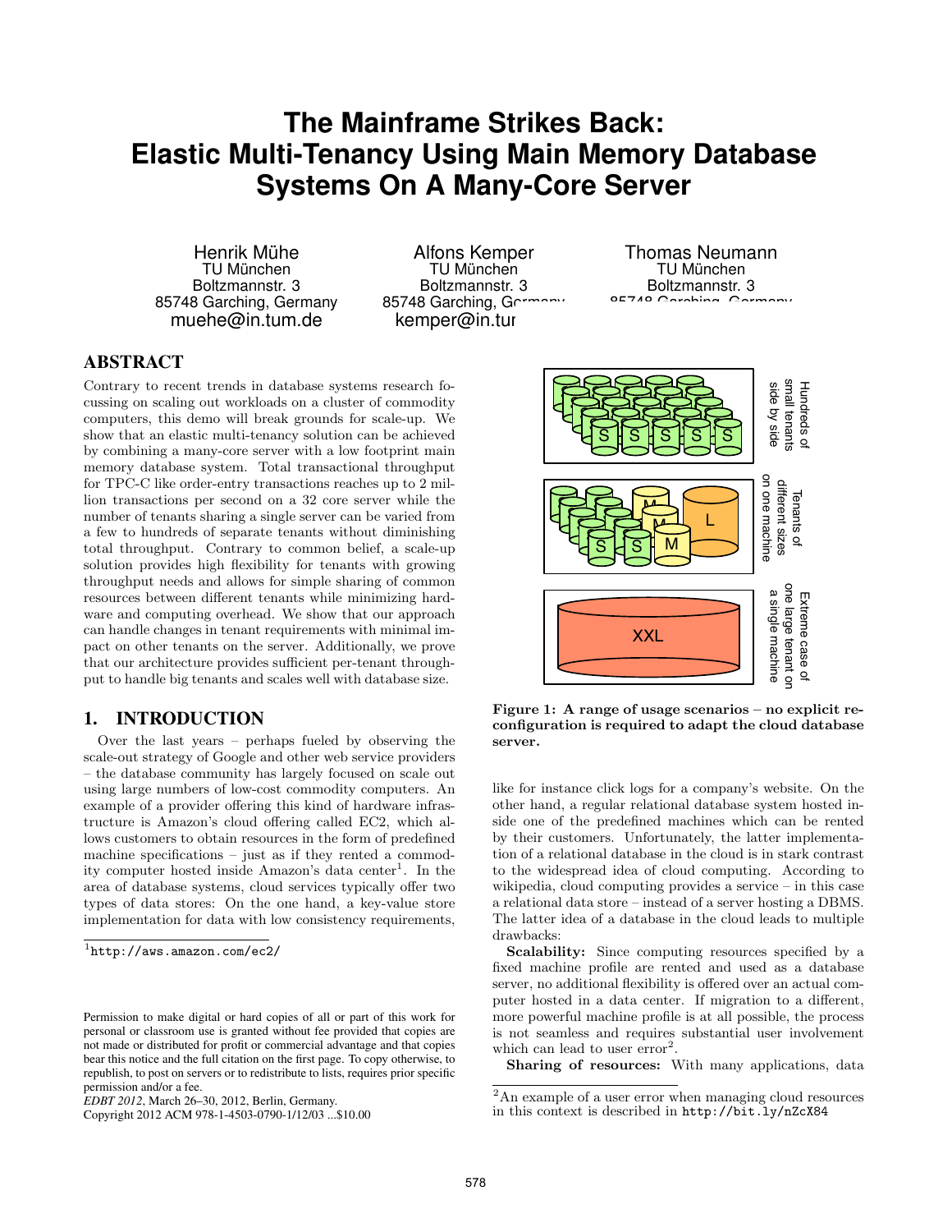# The Mainframe Strikes Back: Elastic Multi-Tenancy Using Main Memory Database Systems On A Many-Core Server

Henrik Mühe
TU München
Boltzmannstr. 3
85748 Garching, Germany
muehe@in.tum.de

Alfons Kemper
TU München
Boltzmannstr. 3
85748 Garching, Germany
kemper@in.tum.de

Thomas Neumann
TU München
Boltzmannstr. 3
85748 Garching, Germany

## ABSTRACT

Contrary to recent trends in database systems research focussing on scaling out workloads on a cluster of commodity computers, this demo will break grounds for scale-up. We show that an elastic multi-tenancy solution can be achieved by combining a many-core server with a low footprint main memory database system. Total transactional throughput for TPC-C like order-entry transactions reaches up to 2 million transactions per second on a 32 core server while the number of tenants sharing a single server can be varied from a few to hundreds of separate tenants without diminishing total throughput. Contrary to common belief, a scale-up solution provides high flexibility for tenants with growing throughput needs and allows for simple sharing of common resources between different tenants while minimizing hardware and computing overhead. We show that our approach can handle changes in tenant requirements with minimal impact on other tenants on the server. Additionally, we prove that our architecture provides sufficient per-tenant throughput to handle big tenants and scales well with database size.

## 1. INTRODUCTION

Over the last years – perhaps fueled by observing the scale-out strategy of Google and other web service providers – the database community has largely focused on scale out using large numbers of low-cost commodity computers. An example of a provider offering this kind of hardware infrastructure is Amazon's cloud offering called EC2, which allows customers to obtain resources in the form of predefined machine specifications – just as if they rented a commodity computer hosted inside Amazon's data center[1]. In the area of database systems, cloud services typically offer two types of data stores: On the one hand, a key-value store implementation for data with low consistency requirements, like for instance click logs for a company's website. On the other hand, a regular relational database system hosted inside one of the predefined machines which can be rented by their customers. Unfortunately, the latter implementation of a relational database in the cloud is in stark contrast to the widespread idea of cloud computing. According to wikipedia, cloud computing provides a service – in this case a relational data store – instead of a server hosting a DBMS. The latter idea of a database in the cloud leads to multiple drawbacks:

**Scalability:** Since computing resources specified by a fixed machine profile are rented and used as a database server, no additional flexibility is offered over an actual computer hosted in a data center. If migration to a different, more powerful machine profile is at all possible, the process is not seamless and requires substantial user involvement which can lead to user error[2].

**Sharing of resources:** With many applications, data

**Figure 1: A range of usage scenarios – no explicit reconfiguration is required to adapt the cloud database server.**

[1] http://aws.amazon.com/ec2/

[2] An example of a user error when managing cloud resources in this context is described in http://bit.ly/nZcX84

Permission to make digital or hard copies of all or part of this work for personal or classroom use is granted without fee provided that copies are not made or distributed for profit or commercial advantage and that copies bear this notice and the full citation on the first page. To copy otherwise, to republish, to post on servers or to redistribute to lists, requires prior specific permission and/or a fee.
*EDBT 2012*, March 26–30, 2012, Berlin, Germany.
Copyright 2012 ACM 978-1-4503-0790-1/12/03 ...$10.00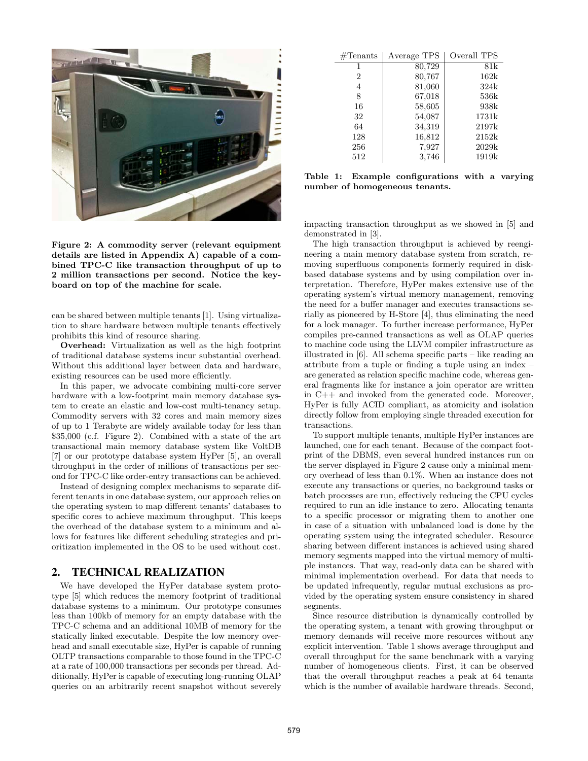Figure 2: A commodity server (relevant equipment details are listed in Appendix A) capable of a combined TPC-C like transaction throughput of up to 2 million transactions per second. Notice the keyboard on top of the machine for scale.

can be shared between multiple tenants [1]. Using virtualization to share hardware between multiple tenants effectively prohibits this kind of resource sharing.

**Overhead:** Virtualization as well as the high footprint of traditional database systems incur substantial overhead. Without this additional layer between data and hardware, existing resources can be used more efficiently.

In this paper, we advocate combining multi-core server hardware with a low-footprint main memory database system to create an elastic and low-cost multi-tenancy setup. Commodity servers with 32 cores and main memory sizes of up to 1 Terabyte are widely available today for less than $35,000 (c.f. Figure 2). Combined with a state of the art transactional main memory database system like VoltDB [7] or our prototype database system HyPer [5], an overall throughput in the order of millions of transactions per second for TPC-C like order-entry transactions can be achieved.

Instead of designing complex mechanisms to separate different tenants in one database system, our approach relies on the operating system to map different tenants' databases to specific cores to achieve maximum throughput. This keeps the overhead of the database system to a minimum and allows for features like different scheduling strategies and prioritization implemented in the OS to be used without cost.

## 2. TECHNICAL REALIZATION

We have developed the HyPer database system prototype [5] which reduces the memory footprint of traditional database systems to a minimum. Our prototype consumes less than 100kb of memory for an empty database with the TPC-C schema and an additional 10MB of memory for the statically linked executable. Despite the low memory overhead and small executable size, HyPer is capable of running OLTP transactions comparable to those found in the TPC-C at a rate of 100,000 transactions per seconds per thread. Additionally, HyPer is capable of executing long-running OLAP queries on an arbitrarily recent snapshot without severely impacting transaction throughput as we showed in [5] and demonstrated in [3].

| #Tenants | Average TPS | Overall TPS |
|---|---|---|
| 1 | 80,729 | 81k |
| 2 | 80,767 | 162k |
| 4 | 81,060 | 324k |
| 8 | 67,018 | 536k |
| 16 | 58,605 | 938k |
| 32 | 54,087 | 1731k |
| 64 | 34,319 | 2197k |
| 128 | 16,812 | 2152k |
| 256 | 7,927 | 2029k |
| 512 | 3,746 | 1919k |

**Table 1: Example configurations with a varying number of homogeneous tenants.**

The high transaction throughput is achieved by reengineering a main memory database system from scratch, removing superfluous components formerly required in disk-based database systems and by using compilation over interpretation. Therefore, HyPer makes extensive use of the operating system's virtual memory management, removing the need for a buffer manager and executes transactions serially as pioneered by H-Store [4], thus eliminating the need for a lock manager. To further increase performance, HyPer compiles pre-canned transactions as well as OLAP queries to machine code using the LLVM compiler infrastructure as illustrated in [6]. All schema specific parts – like reading an attribute from a tuple or finding a tuple using an index – are generated as relation specific machine code, whereas general fragments like for instance a join operator are written in C++ and invoked from the generated code. Moreover, HyPer is fully ACID compliant, as atomicity and isolation directly follow from employing single threaded execution for transactions.

To support multiple tenants, multiple HyPer instances are launched, one for each tenant. Because of the compact footprint of the DBMS, even several hundred instances run on the server displayed in Figure 2 cause only a minimal memory overhead of less than 0.1%. When an instance does not execute any transactions or queries, no background tasks or batch processes are run, effectively reducing the CPU cycles required to run an idle instance to zero. Allocating tenants to a specific processor or migrating them to another one in case of a situation with unbalanced load is done by the operating system using the integrated scheduler. Resource sharing between different instances is achieved using shared memory segments mapped into the virtual memory of multiple instances. That way, read-only data can be shared with minimal implementation overhead. For data that needs to be updated infrequently, regular mutual exclusions as provided by the operating system ensure consistency in shared segments.

Since resource distribution is dynamically controlled by the operating system, a tenant with growing throughput or memory demands will receive more resources without any explicit intervention. Table 1 shows average throughput and overall throughput for the same benchmark with a varying number of homogeneous clients. First, it can be observed that the overall throughput reaches a peak at 64 tenants which is the number of available hardware threads. Second,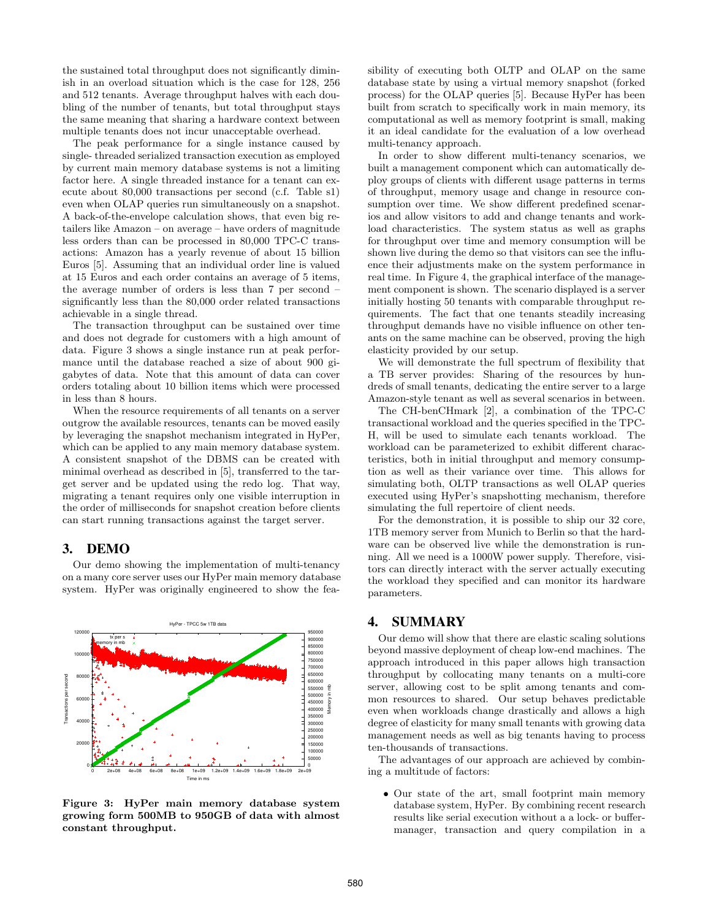the sustained total throughput does not significantly diminish in an overload situation which is the case for 128, 256 and 512 tenants. Average throughput halves with each doubling of the number of tenants, but total throughput stays the same meaning that sharing a hardware context between multiple tenants does not incur unacceptable overhead.

The peak performance for a single instance caused by single- threaded serialized transaction execution as employed by current main memory database systems is not a limiting factor here. A single threaded instance for a tenant can execute about 80,000 transactions per second (c.f. Table s1) even when OLAP queries run simultaneously on a snapshot. A back-of-the-envelope calculation shows, that even big retailers like Amazon – on average – have orders of magnitude less orders than can be processed in 80,000 TPC-C transactions: Amazon has a yearly revenue of about 15 billion Euros [5]. Assuming that an individual order line is valued at 15 Euros and each order contains an average of 5 items, the average number of orders is less than 7 per second – significantly less than the 80,000 order related transactions achievable in a single thread.

The transaction throughput can be sustained over time and does not degrade for customers with a high amount of data. Figure 3 shows a single instance run at peak performance until the database reached a size of about 900 gigabytes of data. Note that this amount of data can cover orders totaling about 10 billion items which were processed in less than 8 hours.

When the resource requirements of all tenants on a server outgrow the available resources, tenants can be moved easily by leveraging the snapshot mechanism integrated in HyPer, which can be applied to any main memory database system. A consistent snapshot of the DBMS can be created with minimal overhead as described in [5], transferred to the target server and be updated using the redo log. That way, migrating a tenant requires only one visible interruption in the order of milliseconds for snapshot creation before clients can start running transactions against the target server.

## 3. DEMO

Our demo showing the implementation of multi-tenancy on a many core server uses our HyPer main memory database system. HyPer was originally engineered to show the feasibility of executing both OLTP and OLAP on the same database state by using a virtual memory snapshot (forked process) for the OLAP queries [5]. Because HyPer has been built from scratch to specifically work in main memory, its computational as well as memory footprint is small, making it an ideal candidate for the evaluation of a low overhead multi-tenancy approach.

**Figure 3: HyPer main memory database system growing form 500MB to 950GB of data with almost constant throughput.**

In order to show different multi-tenancy scenarios, we built a management component which can automatically deploy groups of clients with different usage patterns in terms of throughput, memory usage and change in resource consumption over time. We show different predefined scenarios and allow visitors to add and change tenants and workload characteristics. The system status as well as graphs for throughput over time and memory consumption will be shown live during the demo so that visitors can see the influence their adjustments make on the system performance in real time. In Figure 4, the graphical interface of the management component is shown. The scenario displayed is a server initially hosting 50 tenants with comparable throughput requirements. The fact that one tenants steadily increasing throughput demands have no visible influence on other tenants on the same machine can be observed, proving the high elasticity provided by our setup.

We will demonstrate the full spectrum of flexibility that a TB server provides: Sharing of the resources by hundreds of small tenants, dedicating the entire server to a large Amazon-style tenant as well as several scenarios in between.

The CH-benCHmark [2], a combination of the TPC-C transactional workload and the queries specified in the TPC-H, will be used to simulate each tenants workload. The workload can be parameterized to exhibit different characteristics, both in initial throughput and memory consumption as well as their variance over time. This allows for simulating both, OLTP transactions as well OLAP queries executed using HyPer's snapshotting mechanism, therefore simulating the full repertoire of client needs.

For the demonstration, it is possible to ship our 32 core, 1TB memory server from Munich to Berlin so that the hardware can be observed live while the demonstration is running. All we need is a 1000W power supply. Therefore, visitors can directly interact with the server actually executing the workload they specified and can monitor its hardware parameters.

## 4. SUMMARY

Our demo will show that there are elastic scaling solutions beyond massive deployment of cheap low-end machines. The approach introduced in this paper allows high transaction throughput by collocating many tenants on a multi-core server, allowing cost to be split among tenants and common resources to shared. Our setup behaves predictable even when workloads change drastically and allows a high degree of elasticity for many small tenants with growing data management needs as well as big tenants having to process ten-thousands of transactions.

The advantages of our approach are achieved by combining a multitude of factors:

- Our state of the art, small footprint main memory database system, HyPer. By combining recent research results like serial execution without a a lock- or buffer-manager, transaction and query compilation in a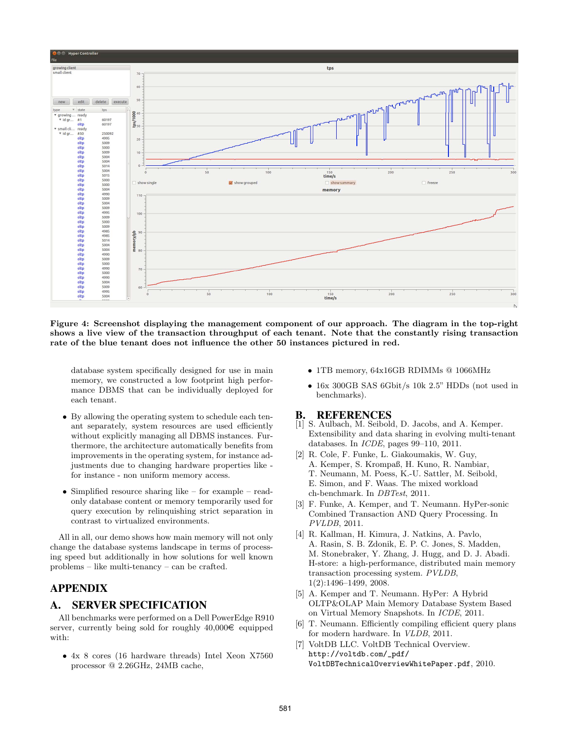Hyper Controller

file

growing client
small client

new | edit | delete | execute

| type | state | tps |
|---|---|---|
| growing ... | ready | |
| id gr... | #1 | 60197 |
| | oltp | 60197 |
| small cli... | ready | |
| id gr... | #50 | 250092 |
| | oltp | 4995 |
| | oltp | 5009 |
| | oltp | 5000 |
| | oltp | 5009 |
| | oltp | 5004 |
| | oltp | 5004 |
| | oltp | 5014 |
| | oltp | 5004 |
| | oltp | 5015 |
| | oltp | 5000 |
| | oltp | 5000 |
| | oltp | 5004 |
| | oltp | 4990 |
| | oltp | 5009 |
| | oltp | 5004 |
| | oltp | 5009 |
| | oltp | 4995 |
| | oltp | 5009 |
| | oltp | 5000 |
| | oltp | 5009 |
| | oltp | 4985 |
| | oltp | 4985 |
| | oltp | 5014 |
| | oltp | 5004 |
| | oltp | 5004 |
| | oltp | 4990 |
| | oltp | 5009 |
| | oltp | 5000 |
| | oltp | 4990 |
| | oltp | 5000 |
| | oltp | 4990 |
| | oltp | 5004 |
| | oltp | 5009 |
| | oltp | 4995 |
| | oltp | 5004 |

tps

tps/1000

70
60
50
40
30
20
10
0

0 50 100 150 200 250 300

time/s

show single | show grouped | show summary | freeze

memory

memory/gb

110
100
90
80
70
60

0 50 100 150 200 250 300

time/s

**Figure 4: Screenshot displaying the management component of our approach. The diagram in the top-right shows a live view of the transaction throughput of each tenant. Note that the constantly rising transaction rate of the blue tenant does not influence the other 50 instances pictured in red.**

database system specifically designed for use in main memory, we constructed a low footprint high performance DBMS that can be individually deployed for each tenant.

- By allowing the operating system to schedule each tenant separately, system resources are used efficiently without explicitly managing all DBMS instances. Furthermore, the architecture automatically benefits from improvements in the operating system, for instance adjustments due to changing hardware properties like - for instance - non uniform memory access.
- Simplified resource sharing like – for example – read-only database content or memory temporarily used for query execution by relinquishing strict separation in contrast to virtualized environments.

All in all, our demo shows how main memory will not only change the database systems landscape in terms of processing speed but additionally in how solutions for well known problems – like multi-tenancy – can be crafted.

# APPENDIX

## A. SERVER SPECIFICATION

All benchmarks were performed on a Dell PowerEdge R910 server, currently being sold for roughly 40,000€ equipped with:

- 4x 8 cores (16 hardware threads) Intel Xeon X7560 processor @ 2.26GHz, 24MB cache,
- 1TB memory, 64x16GB RDIMMs @ 1066MHz
- 16x 300GB SAS 6Gbit/s 10k 2.5" HDDs (not used in benchmarks).

## B. REFERENCES

[1] S. Aulbach, M. Seibold, D. Jacobs, and A. Kemper. Extensibility and data sharing in evolving multi-tenant databases. In *ICDE*, pages 99–110, 2011.

[2] R. Cole, F. Funke, L. Giakoumakis, W. Guy, A. Kemper, S. Krompaß, H. Kuno, R. Nambiar, T. Neumann, M. Poess, K.-U. Sattler, M. Seibold, E. Simon, and F. Waas. The mixed workload ch-benchmark. In *DBTest*, 2011.

[3] F. Funke, A. Kemper, and T. Neumann. HyPer-sonic Combined Transaction AND Query Processing. In *PVLDB*, 2011.

[4] R. Kallman, H. Kimura, J. Natkins, A. Pavlo, A. Rasin, S. B. Zdonik, E. P. C. Jones, S. Madden, M. Stonebraker, Y. Zhang, J. Hugg, and D. J. Abadi. H-store: a high-performance, distributed main memory transaction processing system. *PVLDB*, 1(2):1496–1499, 2008.

[5] A. Kemper and T. Neumann. HyPer: A Hybrid OLTP&OLAP Main Memory Database System Based on Virtual Memory Snapshots. In *ICDE*, 2011.

[6] T. Neumann. Efficiently compiling efficient query plans for modern hardware. In *VLDB*, 2011.

[7] VoltDB LLC. VoltDB Technical Overview. `http://voltdb.com/_pdf/VoltDBTechnicalOverviewWhitePaper.pdf`, 2010.